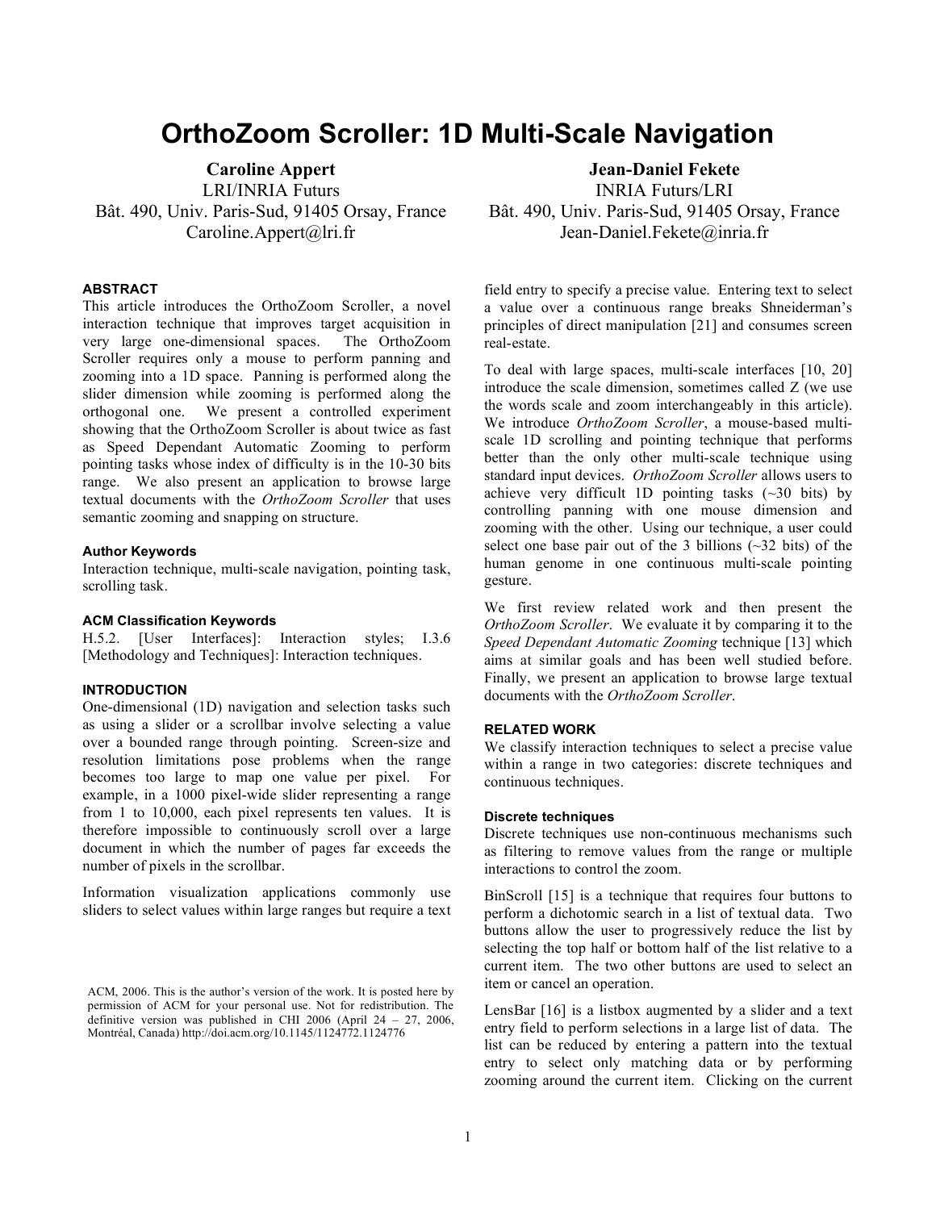# OrthoZoom Scroller: 1D Multi-Scale Navigation

**Caroline Appert**
LRI/INRIA Futurs
Bât. 490, Univ. Paris-Sud, 91405 Orsay, France
Caroline.Appert@lri.fr

**Jean-Daniel Fekete**
INRIA Futurs/LRI
Bât. 490, Univ. Paris-Sud, 91405 Orsay, France
Jean-Daniel.Fekete@inria.fr

#### ABSTRACT

This article introduces the OrthoZoom Scroller, a novel interaction technique that improves target acquisition in very large one-dimensional spaces. The OrthoZoom Scroller requires only a mouse to perform panning and zooming into a 1D space. Panning is performed along the slider dimension while zooming is performed along the orthogonal one. We present a controlled experiment showing that the OrthoZoom Scroller is about twice as fast as Speed Dependant Automatic Zooming to perform pointing tasks whose index of difficulty is in the 10-30 bits range. We also present an application to browse large textual documents with the *OrthoZoom Scroller* that uses semantic zooming and snapping on structure.

#### Author Keywords

Interaction technique, multi-scale navigation, pointing task, scrolling task.

#### ACM Classification Keywords

H.5.2. [User Interfaces]: Interaction styles; I.3.6 [Methodology and Techniques]: Interaction techniques.

#### INTRODUCTION

One-dimensional (1D) navigation and selection tasks such as using a slider or a scrollbar involve selecting a value over a bounded range through pointing. Screen-size and resolution limitations pose problems when the range becomes too large to map one value per pixel. For example, in a 1000 pixel-wide slider representing a range from 1 to 10,000, each pixel represents ten values. It is therefore impossible to continuously scroll over a large document in which the number of pages far exceeds the number of pixels in the scrollbar.

Information visualization applications commonly use sliders to select values within large ranges but require a text field entry to specify a precise value. Entering text to select a value over a continuous range breaks Shneiderman's principles of direct manipulation [21] and consumes screen real-estate.

ACM, 2006. This is the author's version of the work. It is posted here by permission of ACM for your personal use. Not for redistribution. The definitive version was published in CHI 2006 (April 24 – 27, 2006, Montréal, Canada) http://doi.acm.org/10.1145/1124772.1124776

To deal with large spaces, multi-scale interfaces [10, 20] introduce the scale dimension, sometimes called Z (we use the words scale and zoom interchangeably in this article). We introduce *OrthoZoom Scroller*, a mouse-based multi-scale 1D scrolling and pointing technique that performs better than the only other multi-scale technique using standard input devices. *OrthoZoom Scroller* allows users to achieve very difficult 1D pointing tasks (~30 bits) by controlling panning with one mouse dimension and zooming with the other. Using our technique, a user could select one base pair out of the 3 billions (~32 bits) of the human genome in one continuous multi-scale pointing gesture.

We first review related work and then present the *OrthoZoom Scroller*. We evaluate it by comparing it to the *Speed Dependant Automatic Zooming* technique [13] which aims at similar goals and has been well studied before. Finally, we present an application to browse large textual documents with the *OrthoZoom Scroller*.

#### RELATED WORK

We classify interaction techniques to select a precise value within a range in two categories: discrete techniques and continuous techniques.

##### Discrete techniques

Discrete techniques use non-continuous mechanisms such as filtering to remove values from the range or multiple interactions to control the zoom.

BinScroll [15] is a technique that requires four buttons to perform a dichotomic search in a list of textual data. Two buttons allow the user to progressively reduce the list by selecting the top half or bottom half of the list relative to a current item. The two other buttons are used to select an item or cancel an operation.

LensBar [16] is a listbox augmented by a slider and a text entry field to perform selections in a large list of data. The list can be reduced by entering a pattern into the textual entry to select only matching data or by performing zooming around the current item. Clicking on the current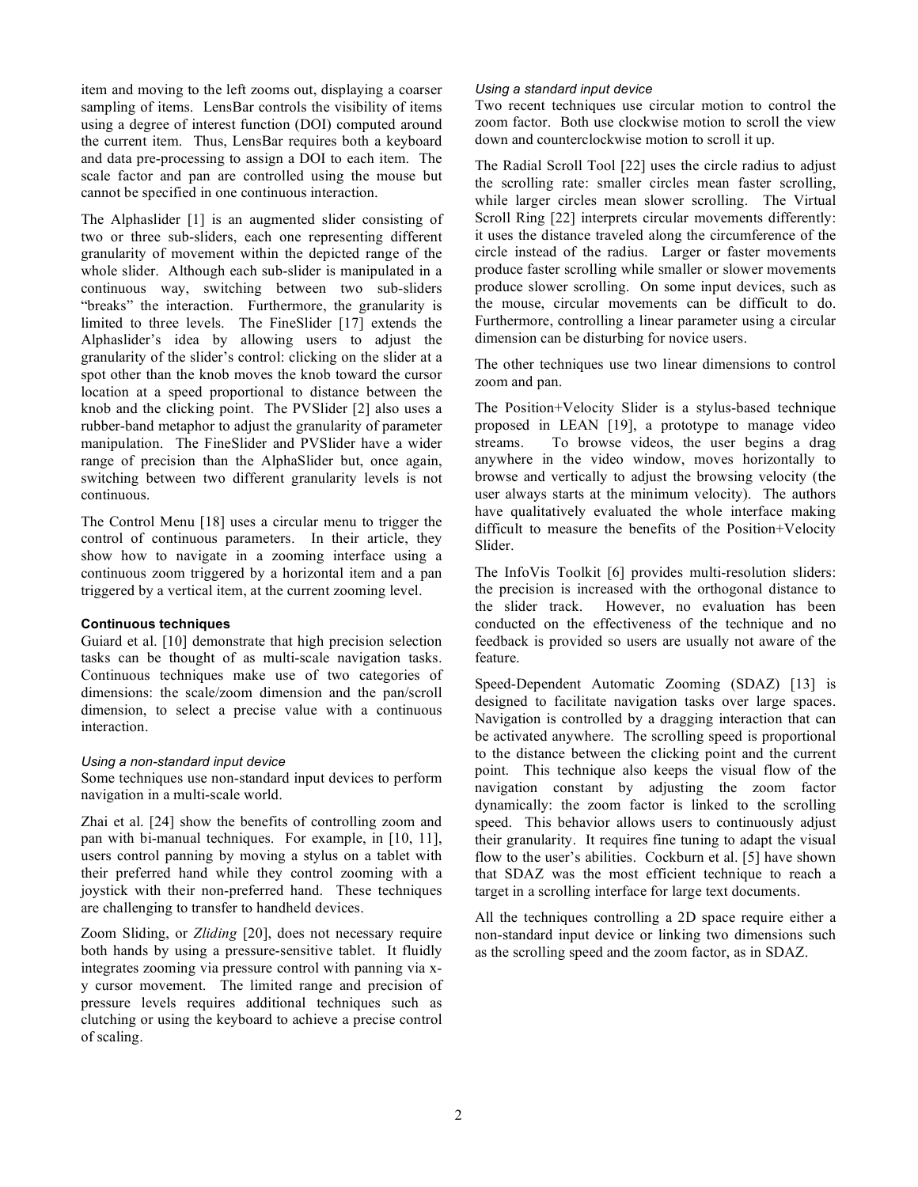item and moving to the left zooms out, displaying a coarser sampling of items. LensBar controls the visibility of items using a degree of interest function (DOI) computed around the current item. Thus, LensBar requires both a keyboard and data pre-processing to assign a DOI to each item. The scale factor and pan are controlled using the mouse but cannot be specified in one continuous interaction.

The Alphaslider [1] is an augmented slider consisting of two or three sub-sliders, each one representing different granularity of movement within the depicted range of the whole slider. Although each sub-slider is manipulated in a continuous way, switching between two sub-sliders "breaks" the interaction. Furthermore, the granularity is limited to three levels. The FineSlider [17] extends the Alphaslider's idea by allowing users to adjust the granularity of the slider's control: clicking on the slider at a spot other than the knob moves the knob toward the cursor location at a speed proportional to distance between the knob and the clicking point. The PVSlider [2] also uses a rubber-band metaphor to adjust the granularity of parameter manipulation. The FineSlider and PVSlider have a wider range of precision than the AlphaSlider but, once again, switching between two different granularity levels is not continuous.

The Control Menu [18] uses a circular menu to trigger the control of continuous parameters. In their article, they show how to navigate in a zooming interface using a continuous zoom triggered by a horizontal item and a pan triggered by a vertical item, at the current zooming level.

#### Continuous techniques

Guiard et al. [10] demonstrate that high precision selection tasks can be thought of as multi-scale navigation tasks. Continuous techniques make use of two categories of dimensions: the scale/zoom dimension and the pan/scroll dimension, to select a precise value with a continuous interaction.

##### *Using a non-standard input device*

Some techniques use non-standard input devices to perform navigation in a multi-scale world.

Zhai et al. [24] show the benefits of controlling zoom and pan with bi-manual techniques. For example, in [10, 11], users control panning by moving a stylus on a tablet with their preferred hand while they control zooming with a joystick with their non-preferred hand. These techniques are challenging to transfer to handheld devices.

Zoom Sliding, or *Zliding* [20], does not necessary require both hands by using a pressure-sensitive tablet. It fluidly integrates zooming via pressure control with panning via x-y cursor movement. The limited range and precision of pressure levels requires additional techniques such as clutching or using the keyboard to achieve a precise control of scaling.

##### *Using a standard input device*

Two recent techniques use circular motion to control the zoom factor. Both use clockwise motion to scroll the view down and counterclockwise motion to scroll it up.

The Radial Scroll Tool [22] uses the circle radius to adjust the scrolling rate: smaller circles mean faster scrolling, while larger circles mean slower scrolling. The Virtual Scroll Ring [22] interprets circular movements differently: it uses the distance traveled along the circumference of the circle instead of the radius. Larger or faster movements produce faster scrolling while smaller or slower movements produce slower scrolling. On some input devices, such as the mouse, circular movements can be difficult to do. Furthermore, controlling a linear parameter using a circular dimension can be disturbing for novice users.

The other techniques use two linear dimensions to control zoom and pan.

The Position+Velocity Slider is a stylus-based technique proposed in LEAN [19], a prototype to manage video streams. To browse videos, the user begins a drag anywhere in the video window, moves horizontally to browse and vertically to adjust the browsing velocity (the user always starts at the minimum velocity). The authors have qualitatively evaluated the whole interface making difficult to measure the benefits of the Position+Velocity Slider.

The InfoVis Toolkit [6] provides multi-resolution sliders: the precision is increased with the orthogonal distance to the slider track. However, no evaluation has been conducted on the effectiveness of the technique and no feedback is provided so users are usually not aware of the feature.

Speed-Dependent Automatic Zooming (SDAZ) [13] is designed to facilitate navigation tasks over large spaces. Navigation is controlled by a dragging interaction that can be activated anywhere. The scrolling speed is proportional to the distance between the clicking point and the current point. This technique also keeps the visual flow of the navigation constant by adjusting the zoom factor dynamically: the zoom factor is linked to the scrolling speed. This behavior allows users to continuously adjust their granularity. It requires fine tuning to adapt the visual flow to the user's abilities. Cockburn et al. [5] have shown that SDAZ was the most efficient technique to reach a target in a scrolling interface for large text documents.

All the techniques controlling a 2D space require either a non-standard input device or linking two dimensions such as the scrolling speed and the zoom factor, as in SDAZ.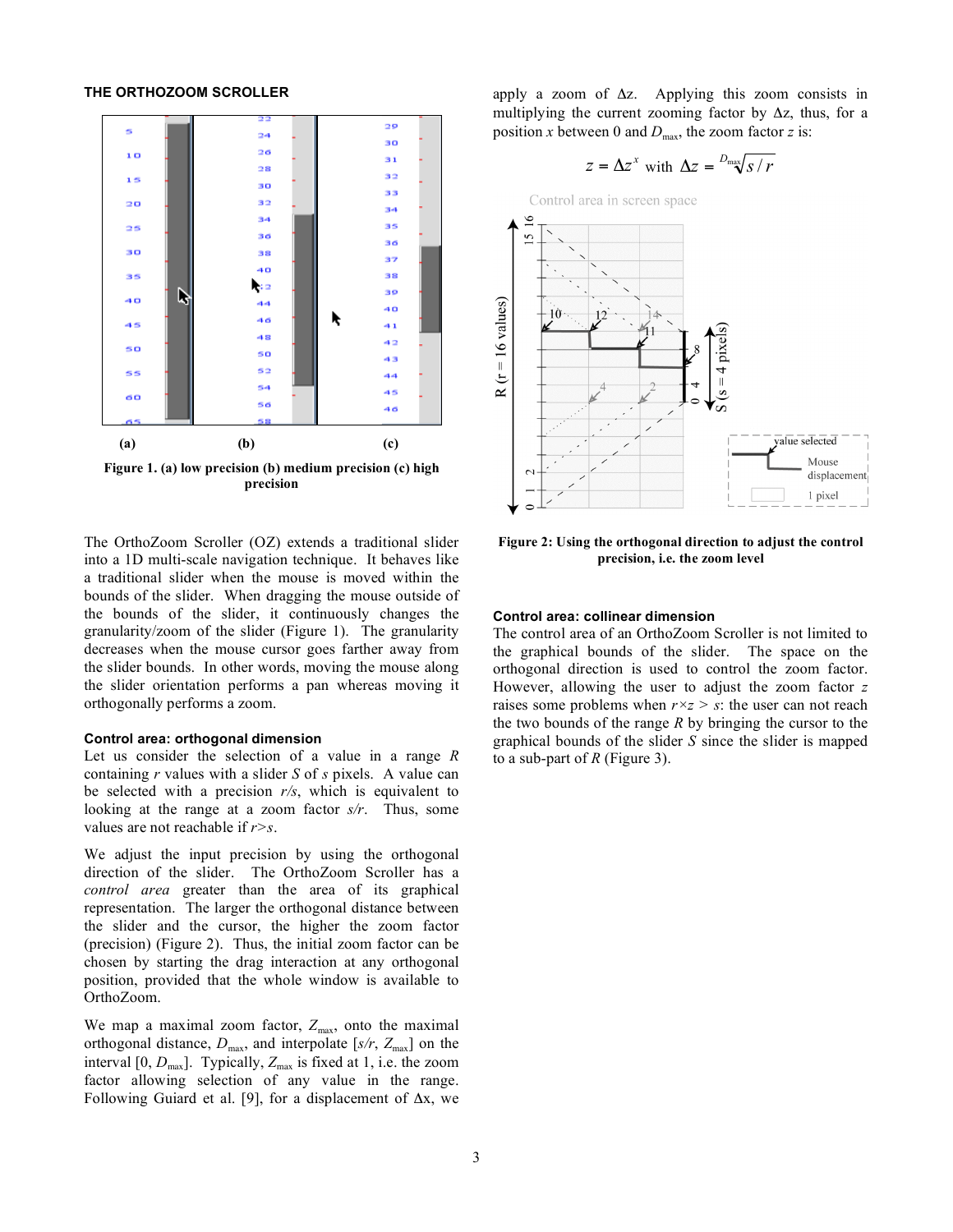## THE ORTHOZOOM SCROLLER

Figure 1. (a) low precision (b) medium precision (c) high precision

The OrthoZoom Scroller (OZ) extends a traditional slider into a 1D multi-scale navigation technique. It behaves like a traditional slider when the mouse is moved within the bounds of the slider. When dragging the mouse outside of the bounds of the slider, it continuously changes the granularity/zoom of the slider (Figure 1). The granularity decreases when the mouse cursor goes farther away from the slider bounds. In other words, moving the mouse along the slider orientation performs a pan whereas moving it orthogonally performs a zoom.

### Control area: orthogonal dimension

Let us consider the selection of a value in a range $R$ containing $r$ values with a slider $S$ of $s$ pixels. A value can be selected with a precision $r/s$, which is equivalent to looking at the range at a zoom factor $s/r$. Thus, some values are not reachable if $r>s$.

We adjust the input precision by using the orthogonal direction of the slider. The OrthoZoom Scroller has a *control area* greater than the area of its graphical representation. The larger the orthogonal distance between the slider and the cursor, the higher the zoom factor (precision) (Figure 2). Thus, the initial zoom factor can be chosen by starting the drag interaction at any orthogonal position, provided that the whole window is available to OrthoZoom.

We map a maximal zoom factor, $Z_{max}$, onto the maximal orthogonal distance, $D_{max}$, and interpolate $[s/r, Z_{max}]$ on the interval $[0, D_{max}]$. Typically, $Z_{max}$ is fixed at 1, i.e. the zoom factor allowing selection of any value in the range. Following Guiard et al. [9], for a displacement of $\Delta x$, we apply a zoom of $\Delta z$. Applying this zoom consists in multiplying the current zooming factor by $\Delta z$, thus, for a position $x$ between 0 and $D_{max}$, the zoom factor $z$ is:

$$z = \Delta z^{x} \text{ with } \Delta z = \sqrt[D_{max}]{s/r}$$

Figure 2: Using the orthogonal direction to adjust the control precision, i.e. the zoom level

### Control area: collinear dimension

The control area of an OrthoZoom Scroller is not limited to the graphical bounds of the slider. The space on the orthogonal direction is used to control the zoom factor. However, allowing the user to adjust the zoom factor $z$ raises some problems when $r \times z > s$: the user can not reach the two bounds of the range $R$ by bringing the cursor to the graphical bounds of the slider $S$ since the slider is mapped to a sub-part of $R$ (Figure 3).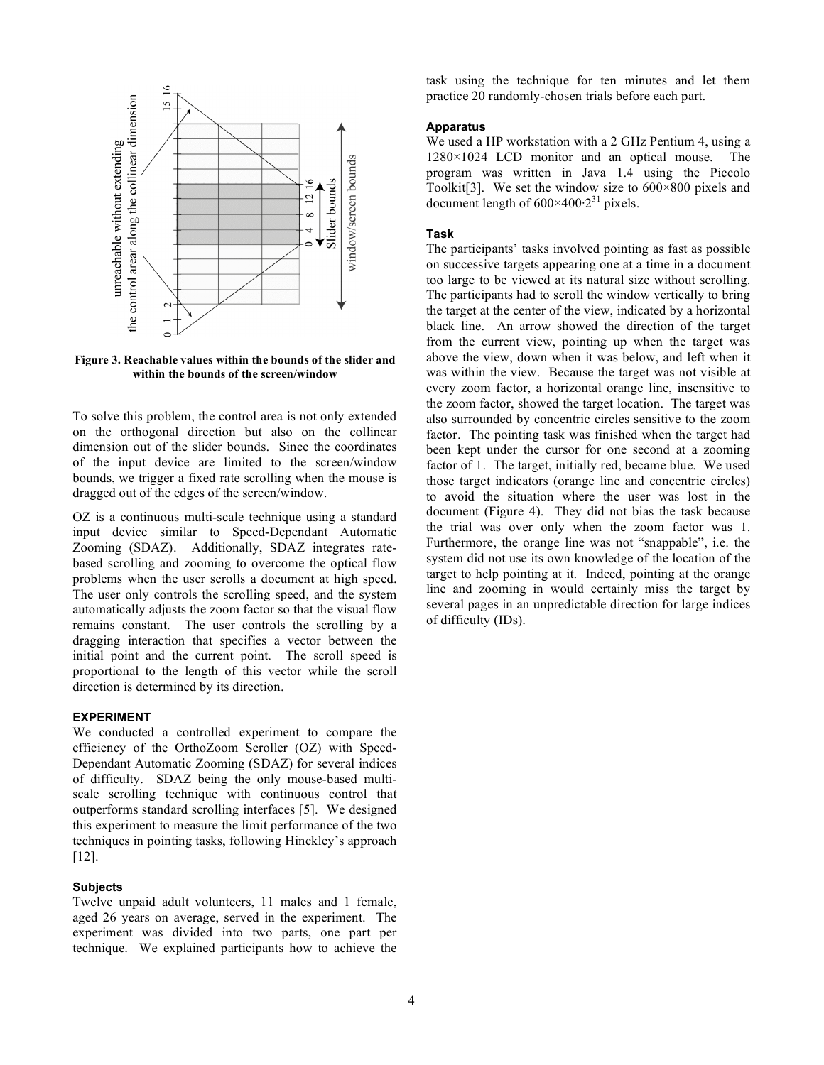Figure 3. Reachable values within the bounds of the slider and within the bounds of the screen/window

To solve this problem, the control area is not only extended on the orthogonal direction but also on the collinear dimension out of the slider bounds. Since the coordinates of the input device are limited to the screen/window bounds, we trigger a fixed rate scrolling when the mouse is dragged out of the edges of the screen/window.

OZ is a continuous multi-scale technique using a standard input device similar to Speed-Dependant Automatic Zooming (SDAZ). Additionally, SDAZ integrates rate-based scrolling and zooming to overcome the optical flow problems when the user scrolls a document at high speed. The user only controls the scrolling speed, and the system automatically adjusts the zoom factor so that the visual flow remains constant. The user controls the scrolling by a dragging interaction that specifies a vector between the initial point and the current point. The scroll speed is proportional to the length of this vector while the scroll direction is determined by its direction.

## EXPERIMENT

We conducted a controlled experiment to compare the efficiency of the OrthoZoom Scroller (OZ) with Speed-Dependant Automatic Zooming (SDAZ) for several indices of difficulty. SDAZ being the only mouse-based multi-scale scrolling technique with continuous control that outperforms standard scrolling interfaces [5]. We designed this experiment to measure the limit performance of the two techniques in pointing tasks, following Hinckley's approach [12].

### Subjects

Twelve unpaid adult volunteers, 11 males and 1 female, aged 26 years on average, served in the experiment. The experiment was divided into two parts, one part per technique. We explained participants how to achieve the task using the technique for ten minutes and let them practice 20 randomly-chosen trials before each part.

### Apparatus

We used a HP workstation with a 2 GHz Pentium 4, using a 1280×1024 LCD monitor and an optical mouse. The program was written in Java 1.4 using the Piccolo Toolkit[3]. We set the window size to 600×800 pixels and document length of $600 \times 400 \cdot 2^{31}$ pixels.

### Task

The participants' tasks involved pointing as fast as possible on successive targets appearing one at a time in a document too large to be viewed at its natural size without scrolling. The participants had to scroll the window vertically to bring the target at the center of the view, indicated by a horizontal black line. An arrow showed the direction of the target from the current view, pointing up when the target was above the view, down when it was below, and left when it was within the view. Because the target was not visible at every zoom factor, a horizontal orange line, insensitive to the zoom factor, showed the target location. The target was also surrounded by concentric circles sensitive to the zoom factor. The pointing task was finished when the target had been kept under the cursor for one second at a zooming factor of 1. The target, initially red, became blue. We used those target indicators (orange line and concentric circles) to avoid the situation where the user was lost in the document (Figure 4). They did not bias the task because the trial was over only when the zoom factor was 1. Furthermore, the orange line was not "snappable", i.e. the system did not use its own knowledge of the location of the target to help pointing at it. Indeed, pointing at the orange line and zooming in would certainly miss the target by several pages in an unpredictable direction for large indices of difficulty (IDs).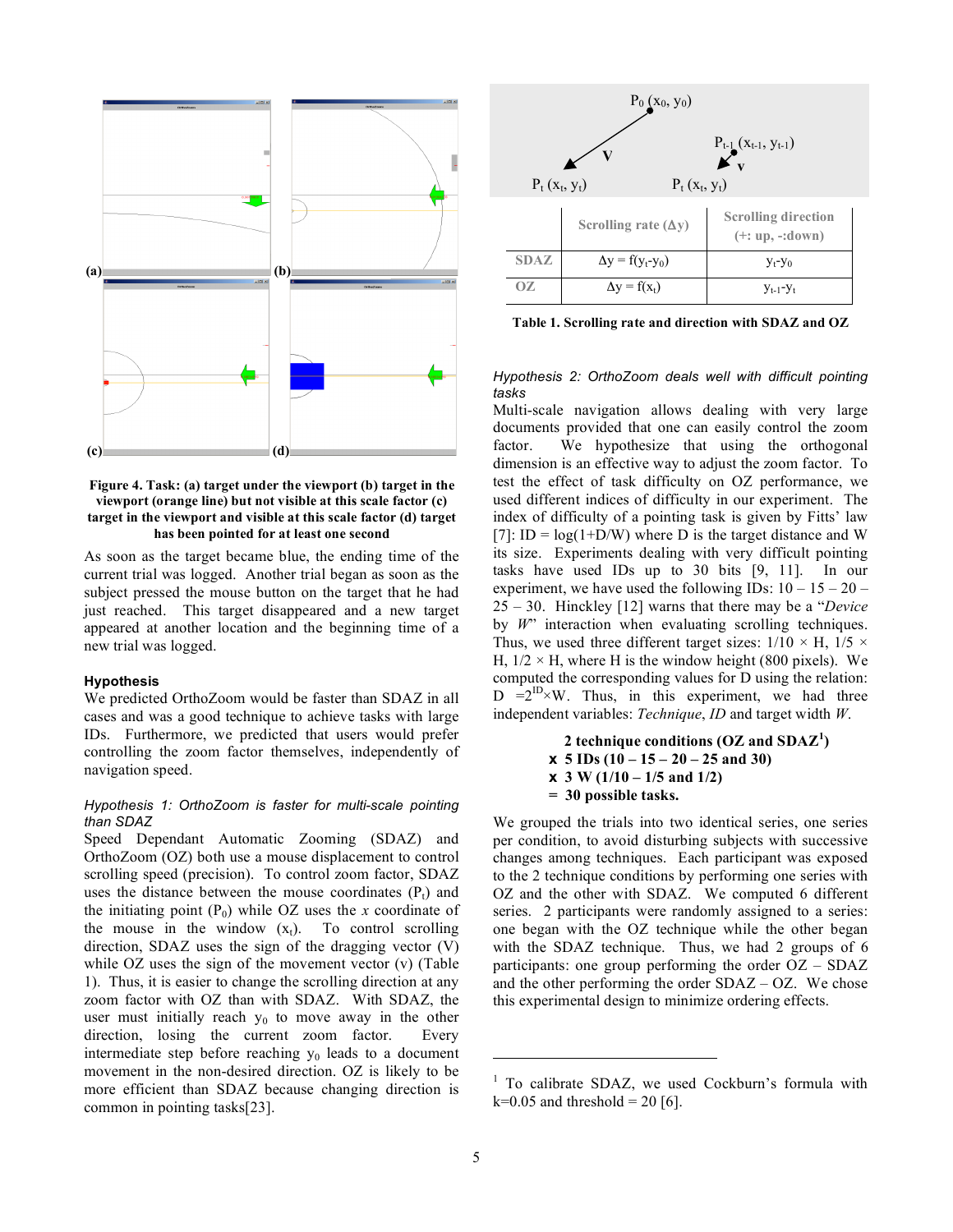Figure 4. Task: (a) target under the viewport (b) target in the viewport (orange line) but not visible at this scale factor (c) target in the viewport and visible at this scale factor (d) target has been pointed for at least one second

As soon as the target became blue, the ending time of the current trial was logged. Another trial began as soon as the subject pressed the mouse button on the target that he had just reached. This target disappeared and a new target appeared at another location and the beginning time of a new trial was logged.

### Hypothesis

We predicted OrthoZoom would be faster than SDAZ in all cases and was a good technique to achieve tasks with large IDs. Furthermore, we predicted that users would prefer controlling the zoom factor themselves, independently of navigation speed.

*Hypothesis 1: OrthoZoom is faster for multi-scale pointing than SDAZ*

Speed Dependant Automatic Zooming (SDAZ) and OrthoZoom (OZ) both use a mouse displacement to control scrolling speed (precision). To control zoom factor, SDAZ uses the distance between the mouse coordinates ($P_t$) and the initiating point ($P_0$) while OZ uses the *x* coordinate of the mouse in the window ($x_t$). To control scrolling direction, SDAZ uses the sign of the dragging vector (V) while OZ uses the sign of the movement vector (v) (Table 1). Thus, it is easier to change the scrolling direction at any zoom factor with OZ than with SDAZ. With SDAZ, the user must initially reach $y_0$ to move away in the other direction, losing the current zoom factor. Every intermediate step before reaching $y_0$ leads to a document movement in the non-desired direction. OZ is likely to be more efficient than SDAZ because changing direction is common in pointing tasks[23].

$P_0$ $(x_0, y_0)$ — V — $P_t$ $(x_t, y_t)$; $P_{t-1}$ $(x_{t-1}, y_{t-1})$ — v — $P_t$ $(x_t, y_t)$

| | Scrolling rate ($\Delta y$) | Scrolling direction (+: up, -:down) |
|---|---|---|
| SDAZ | $\Delta y = f(y_t - y_0)$ | $y_t - y_0$ |
| OZ | $\Delta y = f(x_t)$ | $y_{t-1} - y_t$ |

Table 1. Scrolling rate and direction with SDAZ and OZ

*Hypothesis 2: OrthoZoom deals well with difficult pointing tasks*

Multi-scale navigation allows dealing with very large documents provided that one can easily control the zoom factor. We hypothesize that using the orthogonal dimension is an effective way to adjust the zoom factor. To test the effect of task difficulty on OZ performance, we used different indices of difficulty in our experiment. The index of difficulty of a pointing task is given by Fitts' law [7]: $ID = \log(1+D/W)$ where D is the target distance and W its size. Experiments dealing with very difficult pointing tasks have used IDs up to 30 bits [9, 11]. In our experiment, we have used the following IDs: 10 – 15 – 20 – 25 – 30. Hinckley [12] warns that there may be a "*Device* by *W*" interaction when evaluating scrolling techniques. Thus, we used three different target sizes: $1/10 \times H$, $1/5 \times H$, $1/2 \times H$, where H is the window height (800 pixels). We computed the corresponding values for D using the relation: $D = 2^{ID} \times W$. Thus, in this experiment, we had three independent variables: *Technique*, *ID* and target width *W*.

**2 technique conditions (OZ and SDAZ[1])**
**x 5 IDs (10 – 15 – 20 – 25 and 30)**
**x 3 W (1/10 – 1/5 and 1/2)**
**= 30 possible tasks.**

We grouped the trials into two identical series, one series per condition, to avoid disturbing subjects with successive changes among techniques. Each participant was exposed to the 2 technique conditions by performing one series with OZ and the other with SDAZ. We computed 6 different series. 2 participants were randomly assigned to a series: one began with the OZ technique while the other began with the SDAZ technique. Thus, we had 2 groups of 6 participants: one group performing the order OZ – SDAZ and the other performing the order SDAZ – OZ. We chose this experimental design to minimize ordering effects.

[1] To calibrate SDAZ, we used Cockburn's formula with k=0.05 and threshold = 20 [6].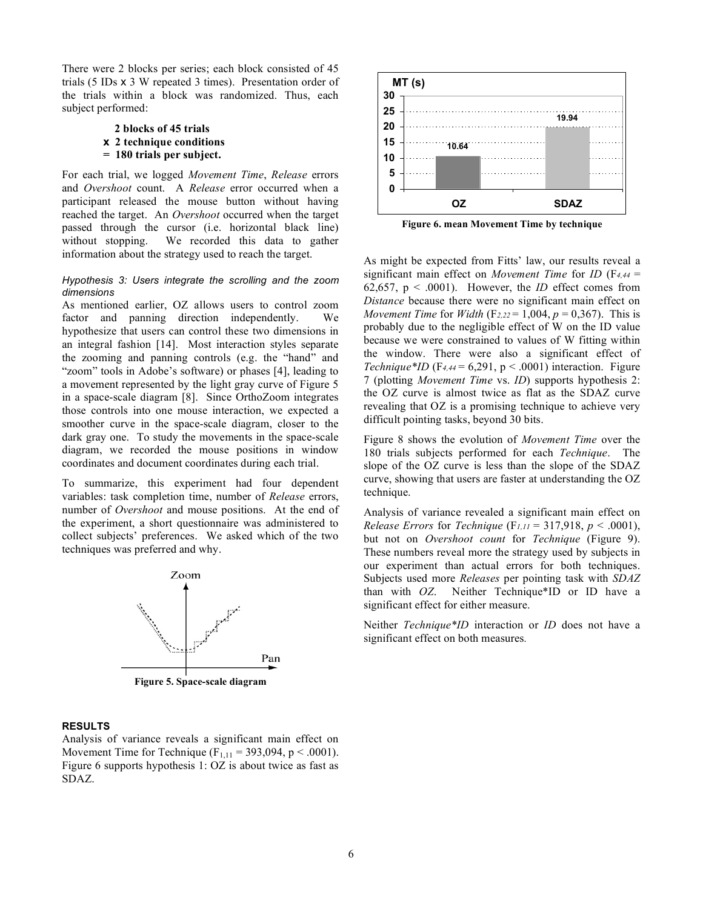There were 2 blocks per series; each block consisted of 45 trials (5 IDs x 3 W repeated 3 times). Presentation order of the trials within a block was randomized. Thus, each subject performed:

**2 blocks of 45 trials**
**x 2 technique conditions**
**= 180 trials per subject.**

For each trial, we logged *Movement Time*, *Release* errors and *Overshoot* count. A *Release* error occurred when a participant released the mouse button without having reached the target. An *Overshoot* occurred when the target passed through the cursor (i.e. horizontal black line) without stopping. We recorded this data to gather information about the strategy used to reach the target.

*Hypothesis 3: Users integrate the scrolling and the zoom dimensions*

As mentioned earlier, OZ allows users to control zoom factor and panning direction independently. We hypothesize that users can control these two dimensions in an integral fashion [14]. Most interaction styles separate the zooming and panning controls (e.g. the "hand" and "zoom" tools in Adobe's software) or phases [4], leading to a movement represented by the light gray curve of Figure 5 in a space-scale diagram [8]. Since OrthoZoom integrates those controls into one mouse interaction, we expected a smoother curve in the space-scale diagram, closer to the dark gray one. To study the movements in the space-scale diagram, we recorded the mouse positions in window coordinates and document coordinates during each trial.

To summarize, this experiment had four dependent variables: task completion time, number of *Release* errors, number of *Overshoot* and mouse positions. At the end of the experiment, a short questionnaire was administered to collect subjects' preferences. We asked which of the two techniques was preferred and why.

**Figure 5. Space-scale diagram**

## RESULTS

Analysis of variance reveals a significant main effect on Movement Time for Technique ($F_{1,11} = 393{,}094$, $p < .0001$). Figure 6 supports hypothesis 1: OZ is about twice as fast as SDAZ.

**Figure 6. mean Movement Time by technique**

As might be expected from Fitts' law, our results reveal a significant main effect on *Movement Time* for *ID* ($F_{4,44} = 62{,}657$, $p < .0001$). However, the *ID* effect comes from *Distance* because there were no significant main effect on *Movement Time* for *Width* ($F_{2,22} = 1{,}004$, $p = 0{,}367$). This is probably due to the negligible effect of W on the ID value because we were constrained to values of W fitting within the window. There were also a significant effect of *Technique\*ID* ($F_{4,44} = 6{,}291$, $p < .0001$) interaction. Figure 7 (plotting *Movement Time* vs. *ID*) supports hypothesis 2: the OZ curve is almost twice as flat as the SDAZ curve revealing that OZ is a promising technique to achieve very difficult pointing tasks, beyond 30 bits.

Figure 8 shows the evolution of *Movement Time* over the 180 trials subjects performed for each *Technique*. The slope of the OZ curve is less than the slope of the SDAZ curve, showing that users are faster at understanding the OZ technique.

Analysis of variance revealed a significant main effect on *Release Errors* for *Technique* ($F_{1,11} = 317{,}918$, $p < .0001$), but not on *Overshoot count* for *Technique* (Figure 9). These numbers reveal more the strategy used by subjects in our experiment than actual errors for both techniques. Subjects used more *Releases* per pointing task with *SDAZ* than with *OZ*. Neither Technique\*ID or ID have a significant effect for either measure.

Neither *Technique\*ID* interaction or *ID* does not have a significant effect on both measures.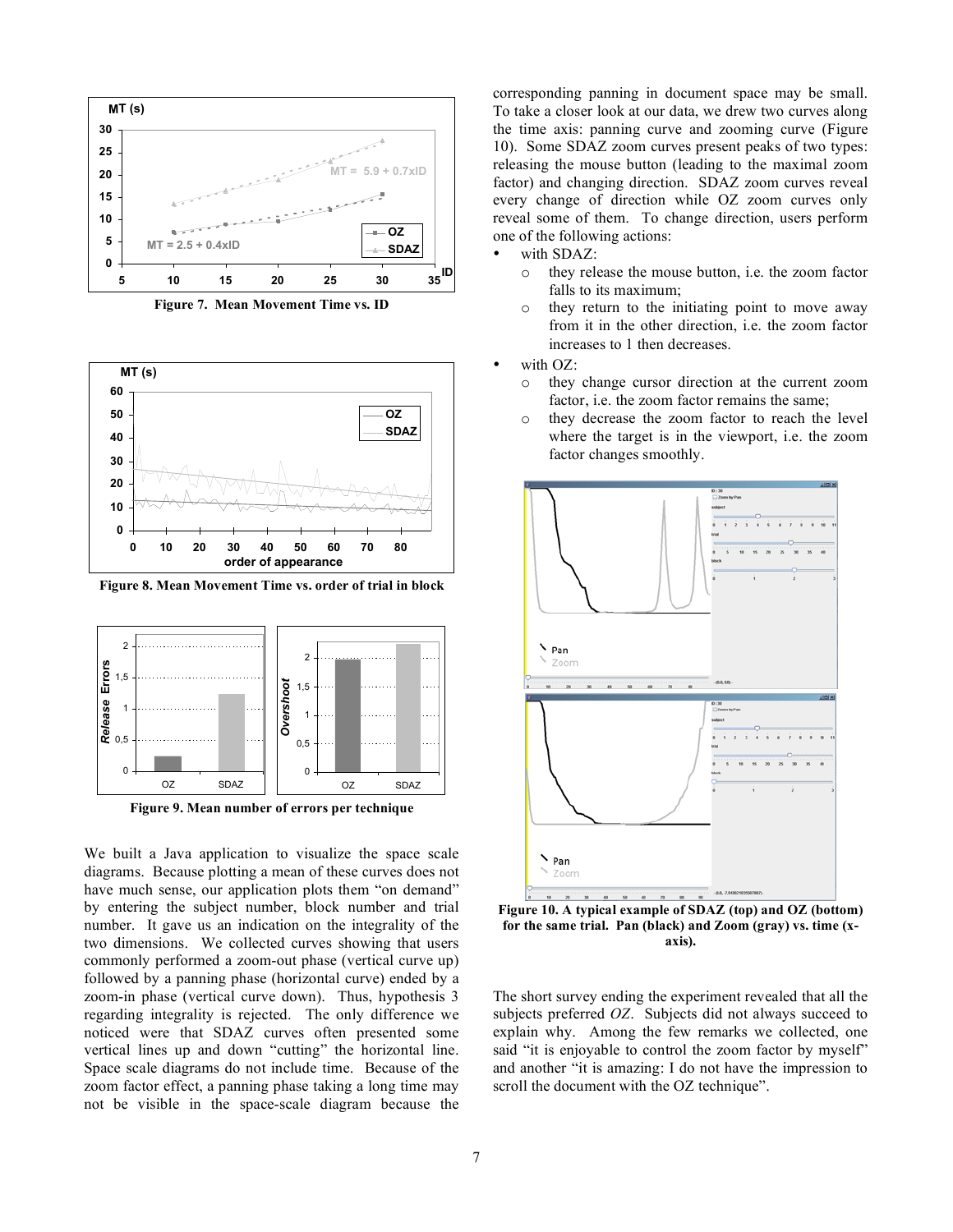Figure 7. Mean Movement Time vs. ID

Figure 8. Mean Movement Time vs. order of trial in block

Figure 9. Mean number of errors per technique

We built a Java application to visualize the space scale diagrams. Because plotting a mean of these curves does not have much sense, our application plots them "on demand" by entering the subject number, block number and trial number. It gave us an indication on the integrality of the two dimensions. We collected curves showing that users commonly performed a zoom-out phase (vertical curve up) followed by a panning phase (horizontal curve) ended by a zoom-in phase (vertical curve down). Thus, hypothesis 3 regarding integrality is rejected. The only difference we noticed were that SDAZ curves often presented some vertical lines up and down "cutting" the horizontal line. Space scale diagrams do not include time. Because of the zoom factor effect, a panning phase taking a long time may not be visible in the space-scale diagram because the corresponding panning in document space may be small. To take a closer look at our data, we drew two curves along the time axis: panning curve and zooming curve (Figure 10). Some SDAZ zoom curves present peaks of two types: releasing the mouse button (leading to the maximal zoom factor) and changing direction. SDAZ zoom curves reveal every change of direction while OZ zoom curves only reveal some of them. To change direction, users perform one of the following actions:

- with SDAZ:
  - they release the mouse button, i.e. the zoom factor falls to its maximum;
  - they return to the initiating point to move away from it in the other direction, i.e. the zoom factor increases to 1 then decreases.
- with OZ:
  - they change cursor direction at the current zoom factor, i.e. the zoom factor remains the same;
  - they decrease the zoom factor to reach the level where the target is in the viewport, i.e. the zoom factor changes smoothly.

Figure 10. A typical example of SDAZ (top) and OZ (bottom) for the same trial. Pan (black) and Zoom (gray) vs. time (x-axis).

The short survey ending the experiment revealed that all the subjects preferred *OZ*. Subjects did not always succeed to explain why. Among the few remarks we collected, one said "it is enjoyable to control the zoom factor by myself" and another "it is amazing: I do not have the impression to scroll the document with the OZ technique".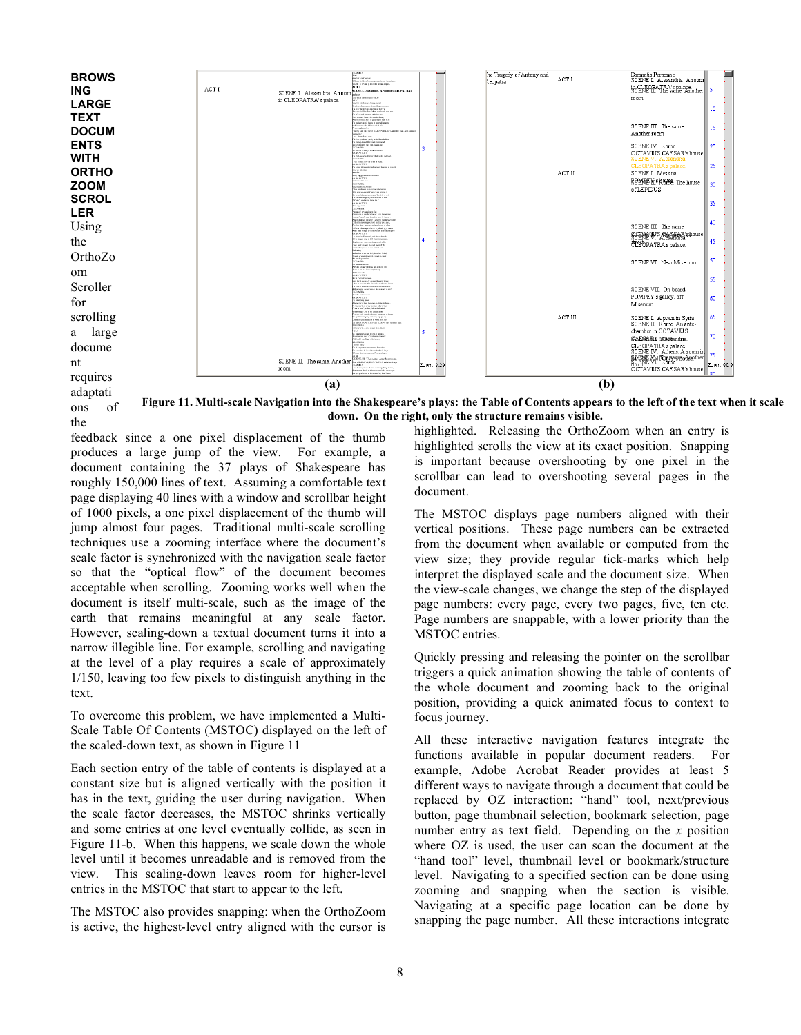## BROWSING LARGE TEXT DOCUMENTS WITH ORTHOZOOM SCROLLER

Using the OrthoZoom Scroller for scrolling a large document requires adaptations of the feedback since a one pixel displacement of the thumb produces a large jump of the view. For example, a document containing the 37 plays of Shakespeare has roughly 150,000 lines of text. Assuming a comfortable text page displaying 40 lines with a window and scrollbar height of 1000 pixels, a one pixel displacement of the thumb will jump almost four pages. Traditional multi-scale scrolling techniques use a zooming interface where the document's scale factor is synchronized with the navigation scale factor so that the "optical flow" of the document becomes acceptable when scrolling. Zooming works well when the document is itself multi-scale, such as the image of the earth that remains meaningful at any scale factor. However, scaling-down a textual document turns it into a narrow illegible line. For example, scrolling and navigating at the level of a play requires a scale of approximately 1/150, leaving too few pixels to distinguish anything in the text.

To overcome this problem, we have implemented a Multi-Scale Table Of Contents (MSTOC) displayed on the left of the scaled-down text, as shown in Figure 11

Each section entry of the table of contents is displayed at a constant size but is aligned vertically with the position it has in the text, guiding the user during navigation. When the scale factor decreases, the MSTOC shrinks vertically and some entries at one level eventually collide, as seen in Figure 11-b. When this happens, we scale down the whole level until it becomes unreadable and is removed from the view. This scaling-down leaves room for higher-level entries in the MSTOC that start to appear to the left.

The MSTOC also provides snapping: when the OrthoZoom is active, the highest-level entry aligned with the cursor is highlighted. Releasing the OrthoZoom when an entry is highlighted scrolls the view at its exact position. Snapping is important because overshooting by one pixel in the scrollbar can lead to overshooting several pages in the document.

The MSTOC displays page numbers aligned with their vertical positions. These page numbers can be extracted from the document when available or computed from the view size; they provide regular tick-marks which help interpret the displayed scale and the document size. When the view-scale changes, we change the step of the displayed page numbers: every page, every two pages, five, ten etc. Page numbers are snappable, with a lower priority than the MSTOC entries.

Quickly pressing and releasing the pointer on the scrollbar triggers a quick animation showing the table of contents of the whole document and zooming back to the original position, providing a quick animated focus to context to focus journey.

All these interactive navigation features integrate the functions available in popular document readers. For example, Adobe Acrobat Reader provides at least 5 different ways to navigate through a document that could be replaced by OZ interaction: "hand" tool, next/previous button, page thumbnail selection, bookmark selection, page number entry as text field. Depending on the *x* position where OZ is used, the user can scan the document at the "hand tool" level, thumbnail level or bookmark/structure level. Navigating to a specified section can be done using zooming and snapping when the section is visible. Navigating at a specific page location can be done by snapping the page number. All these interactions integrate

**Figure 11. Multi-scale Navigation into the Shakespeare's plays: the Table of Contents appears to the left of the text when it scales down. On the right, only the structure remains visible.**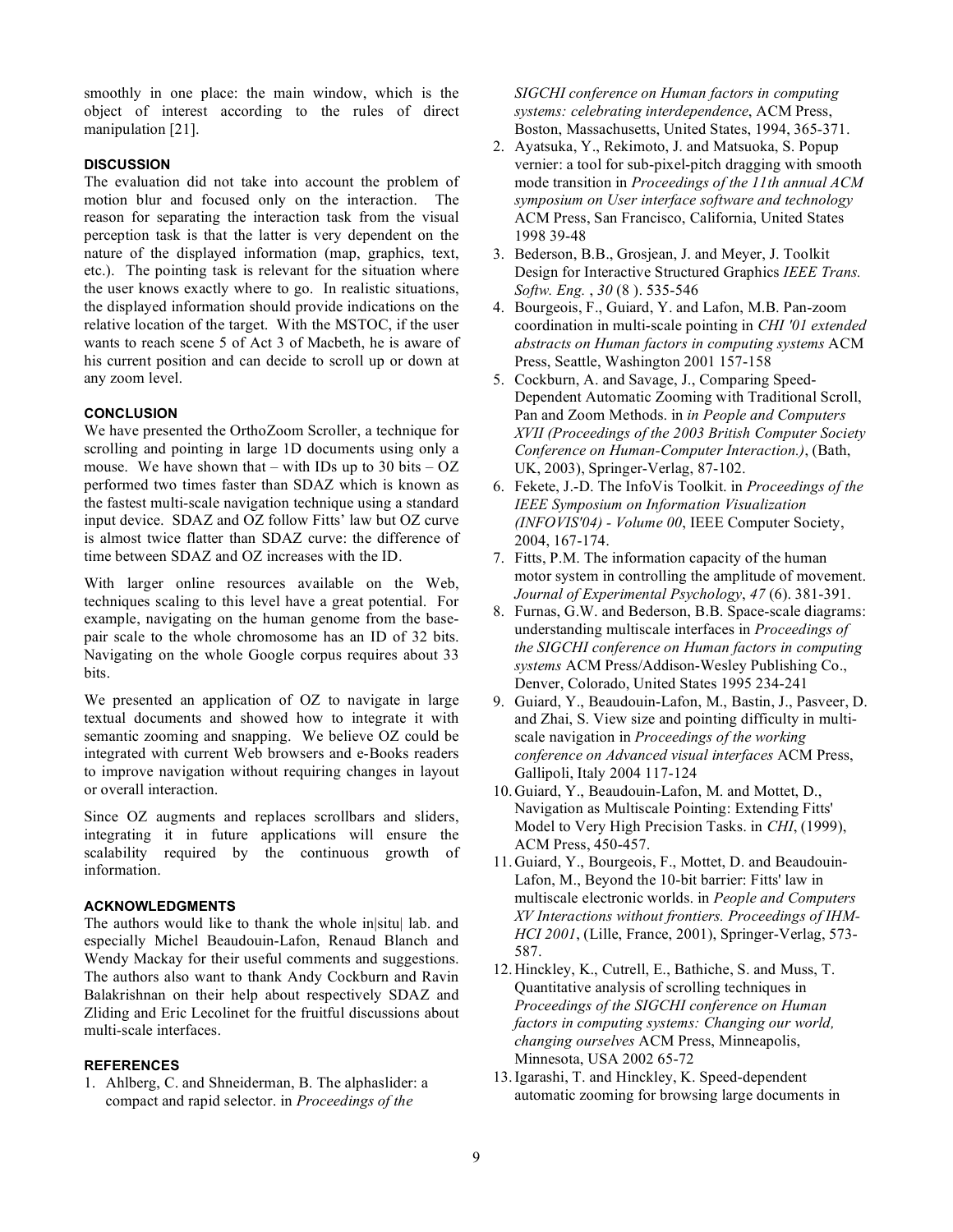smoothly in one place: the main window, which is the object of interest according to the rules of direct manipulation [21].

## DISCUSSION

The evaluation did not take into account the problem of motion blur and focused only on the interaction. The reason for separating the interaction task from the visual perception task is that the latter is very dependent on the nature of the displayed information (map, graphics, text, etc.). The pointing task is relevant for the situation where the user knows exactly where to go. In realistic situations, the displayed information should provide indications on the relative location of the target. With the MSTOC, if the user wants to reach scene 5 of Act 3 of Macbeth, he is aware of his current position and can decide to scroll up or down at any zoom level.

## CONCLUSION

We have presented the OrthoZoom Scroller, a technique for scrolling and pointing in large 1D documents using only a mouse. We have shown that – with IDs up to 30 bits – OZ performed two times faster than SDAZ which is known as the fastest multi-scale navigation technique using a standard input device. SDAZ and OZ follow Fitts' law but OZ curve is almost twice flatter than SDAZ curve: the difference of time between SDAZ and OZ increases with the ID.

With larger online resources available on the Web, techniques scaling to this level have a great potential. For example, navigating on the human genome from the base-pair scale to the whole chromosome has an ID of 32 bits. Navigating on the whole Google corpus requires about 33 bits.

We presented an application of OZ to navigate in large textual documents and showed how to integrate it with semantic zooming and snapping. We believe OZ could be integrated with current Web browsers and e-Books readers to improve navigation without requiring changes in layout or overall interaction.

Since OZ augments and replaces scrollbars and sliders, integrating it in future applications will ensure the scalability required by the continuous growth of information.

## ACKNOWLEDGMENTS

The authors would like to thank the whole in|situ| lab. and especially Michel Beaudouin-Lafon, Renaud Blanch and Wendy Mackay for their useful comments and suggestions. The authors also want to thank Andy Cockburn and Ravin Balakrishnan on their help about respectively SDAZ and Zliding and Eric Lecolinet for the fruitful discussions about multi-scale interfaces.

## REFERENCES

1. Ahlberg, C. and Shneiderman, B. The alphaslider: a compact and rapid selector. in *Proceedings of the SIGCHI conference on Human factors in computing systems: celebrating interdependence*, ACM Press, Boston, Massachusetts, United States, 1994, 365-371.
2. Ayatsuka, Y., Rekimoto, J. and Matsuoka, S. Popup vernier: a tool for sub-pixel-pitch dragging with smooth mode transition in *Proceedings of the 11th annual ACM symposium on User interface software and technology* ACM Press, San Francisco, California, United States 1998 39-48
3. Bederson, B.B., Grosjean, J. and Meyer, J. Toolkit Design for Interactive Structured Graphics *IEEE Trans. Softw. Eng.* , *30* (8 ). 535-546
4. Bourgeois, F., Guiard, Y. and Lafon, M.B. Pan-zoom coordination in multi-scale pointing in *CHI '01 extended abstracts on Human factors in computing systems* ACM Press, Seattle, Washington 2001 157-158
5. Cockburn, A. and Savage, J., Comparing Speed-Dependent Automatic Zooming with Traditional Scroll, Pan and Zoom Methods. in *in People and Computers XVII (Proceedings of the 2003 British Computer Society Conference on Human-Computer Interaction.)*, (Bath, UK, 2003), Springer-Verlag, 87-102.
6. Fekete, J.-D. The InfoVis Toolkit. in *Proceedings of the IEEE Symposium on Information Visualization (INFOVIS'04) - Volume 00*, IEEE Computer Society, 2004, 167-174.
7. Fitts, P.M. The information capacity of the human motor system in controlling the amplitude of movement. *Journal of Experimental Psychology*, *47* (6). 381-391.
8. Furnas, G.W. and Bederson, B.B. Space-scale diagrams: understanding multiscale interfaces in *Proceedings of the SIGCHI conference on Human factors in computing systems* ACM Press/Addison-Wesley Publishing Co., Denver, Colorado, United States 1995 234-241
9. Guiard, Y., Beaudouin-Lafon, M., Bastin, J., Pasveer, D. and Zhai, S. View size and pointing difficulty in multi-scale navigation in *Proceedings of the working conference on Advanced visual interfaces* ACM Press, Gallipoli, Italy 2004 117-124
10. Guiard, Y., Beaudouin-Lafon, M. and Mottet, D., Navigation as Multiscale Pointing: Extending Fitts' Model to Very High Precision Tasks. in *CHI*, (1999), ACM Press, 450-457.
11. Guiard, Y., Bourgeois, F., Mottet, D. and Beaudouin-Lafon, M., Beyond the 10-bit barrier: Fitts' law in multiscale electronic worlds. in *People and Computers XV Interactions without frontiers. Proceedings of IHM-HCI 2001*, (Lille, France, 2001), Springer-Verlag, 573-587.
12. Hinckley, K., Cutrell, E., Bathiche, S. and Muss, T. Quantitative analysis of scrolling techniques in *Proceedings of the SIGCHI conference on Human factors in computing systems: Changing our world, changing ourselves* ACM Press, Minneapolis, Minnesota, USA 2002 65-72
13. Igarashi, T. and Hinckley, K. Speed-dependent automatic zooming for browsing large documents in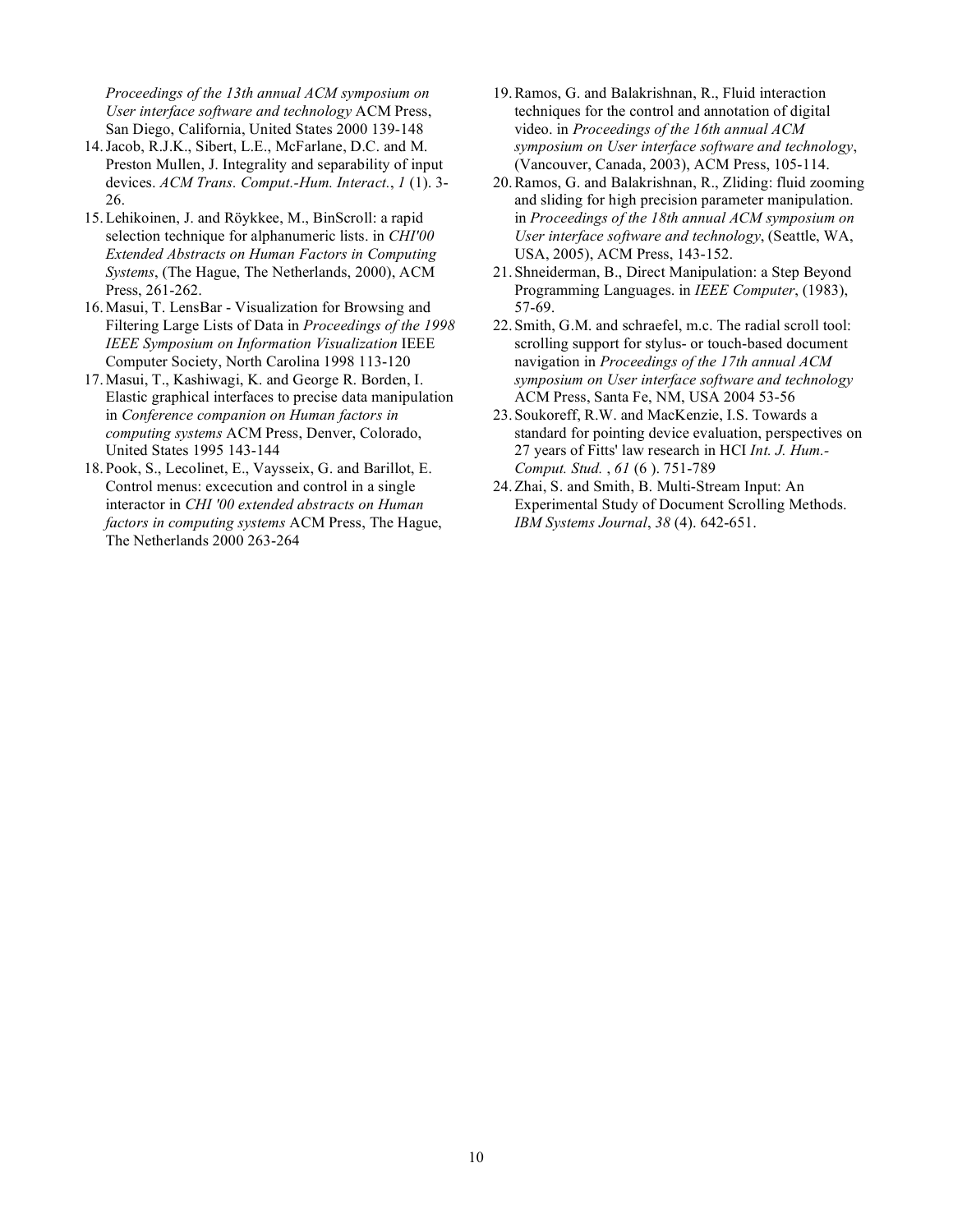*Proceedings of the 13th annual ACM symposium on User interface software and technology* ACM Press, San Diego, California, United States 2000 139-148

14. Jacob, R.J.K., Sibert, L.E., McFarlane, D.C. and M. Preston Mullen, J. Integrality and separability of input devices. *ACM Trans. Comput.-Hum. Interact.*, *1* (1). 3-26.
15. Lehikoinen, J. and Röykkee, M., BinScroll: a rapid selection technique for alphanumeric lists. in *CHI'00 Extended Abstracts on Human Factors in Computing Systems*, (The Hague, The Netherlands, 2000), ACM Press, 261-262.
16. Masui, T. LensBar - Visualization for Browsing and Filtering Large Lists of Data in *Proceedings of the 1998 IEEE Symposium on Information Visualization* IEEE Computer Society, North Carolina 1998 113-120
17. Masui, T., Kashiwagi, K. and George R. Borden, I. Elastic graphical interfaces to precise data manipulation in *Conference companion on Human factors in computing systems* ACM Press, Denver, Colorado, United States 1995 143-144
18. Pook, S., Lecolinet, E., Vaysseix, G. and Barillot, E. Control menus: excecution and control in a single interactor in *CHI '00 extended abstracts on Human factors in computing systems* ACM Press, The Hague, The Netherlands 2000 263-264
19. Ramos, G. and Balakrishnan, R., Fluid interaction techniques for the control and annotation of digital video. in *Proceedings of the 16th annual ACM symposium on User interface software and technology*, (Vancouver, Canada, 2003), ACM Press, 105-114.
20. Ramos, G. and Balakrishnan, R., Zliding: fluid zooming and sliding for high precision parameter manipulation. in *Proceedings of the 18th annual ACM symposium on User interface software and technology*, (Seattle, WA, USA, 2005), ACM Press, 143-152.
21. Shneiderman, B., Direct Manipulation: a Step Beyond Programming Languages. in *IEEE Computer*, (1983), 57-69.
22. Smith, G.M. and schraefel, m.c. The radial scroll tool: scrolling support for stylus- or touch-based document navigation in *Proceedings of the 17th annual ACM symposium on User interface software and technology* ACM Press, Santa Fe, NM, USA 2004 53-56
23. Soukoreff, R.W. and MacKenzie, I.S. Towards a standard for pointing device evaluation, perspectives on 27 years of Fitts' law research in HCI *Int. J. Hum.-Comput. Stud.* , *61* (6 ). 751-789
24. Zhai, S. and Smith, B. Multi-Stream Input: An Experimental Study of Document Scrolling Methods. *IBM Systems Journal*, *38* (4). 642-651.